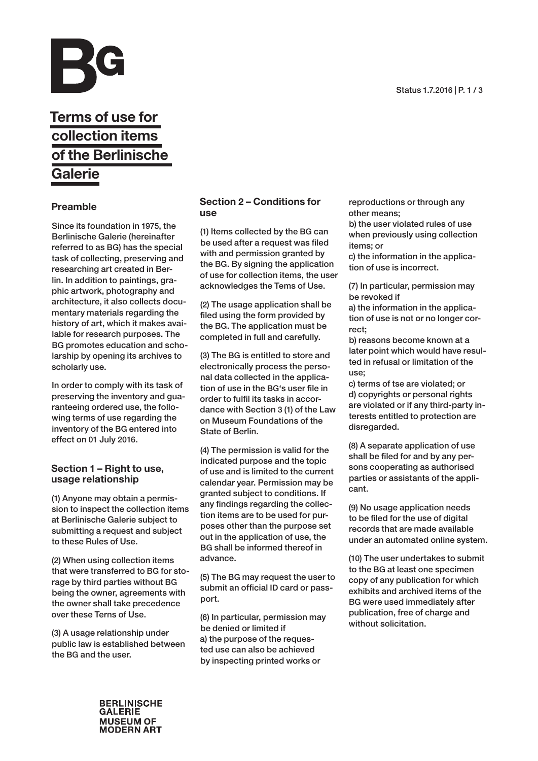# Terms of use for collection items of the Berlinische Galerie

## Preamble

Since its foundation in 1975, the Berlinische Galerie (hereinafter referred to as BG) has the special task of collecting, preserving and researching art created in Berlin. In addition to paintings, graphic artwork, photography and architecture, it also collects documentary materials regarding the history of art, which it makes available for research purposes. The BG promotes education and scholarship by opening its archives to scholarly use.

In order to comply with its task of preserving the inventory and guaranteeing ordered use, the following terms of use regarding the inventory of the BG entered into effect on 01 July 2016.

## Section 1 – Right to use, usage relationship

(1) Anyone may obtain a permission to inspect the collection items at Berlinische Galerie subject to submitting a request and subject to these Rules of Use.

(2) When using collection items that were transferred to BG for storage by third parties without BG being the owner, agreements with the owner shall take precedence over these Terns of Use.

(3) A usage relationship under public law is established between the BG and the user.

## Section 2 – Conditions for use

(1) Items collected by the BG can be used after a request was filed with and permission granted by the BG. By signing the application of use for collection items, the user acknowledges the Terms of Use.

(2) The usage application shall be filed using the form provided by the BG. The application must be completed in full and carefully.

(3) The BG is entitled to store and electronically process the personal data collected in the application of use in the BG's user file in order to fulfil its tasks in accordance with Section 3 (1) of the Law on Museum Foundations of the State of Berlin.

(4) The permission is valid for the indicated purpose and the topic of use and is limited to the current calendar year. Permission may be granted subject to conditions. If any findings regarding the collection items are to be used for purposes other than the purpose set out in the application of use, the BG shall be informed thereof in advance.

(5) The BG may request the user to submit an official ID card or passport.

(6) In particular, permission may be denied or limited if
a) the purpose of the requested use can also be achieved by inspecting printed works or reproductions or through any other means;
b) the user violated rules of use when previously using collection items; or
c) the information in the application of use is incorrect.

(7) In particular, permission may be revoked if
a) the information in the application of use is not or no longer correct;
b) reasons become known at a later point which would have resulted in refusal or limitation of the use;
c) terms of tse are violated; or
d) copyrights or personal rights are violated or if any third-party interests entitled to protection are disregarded.

(8) A separate application of use shall be filed for and by any persons cooperating as authorised parties or assistants of the applicant.

(9) No usage application needs to be filed for the use of digital records that are made available under an automated online system.

(10) The user undertakes to submit to the BG at least one specimen copy of any publication for which exhibits and archived items of the BG were used immediately after publication, free of charge and without solicitation.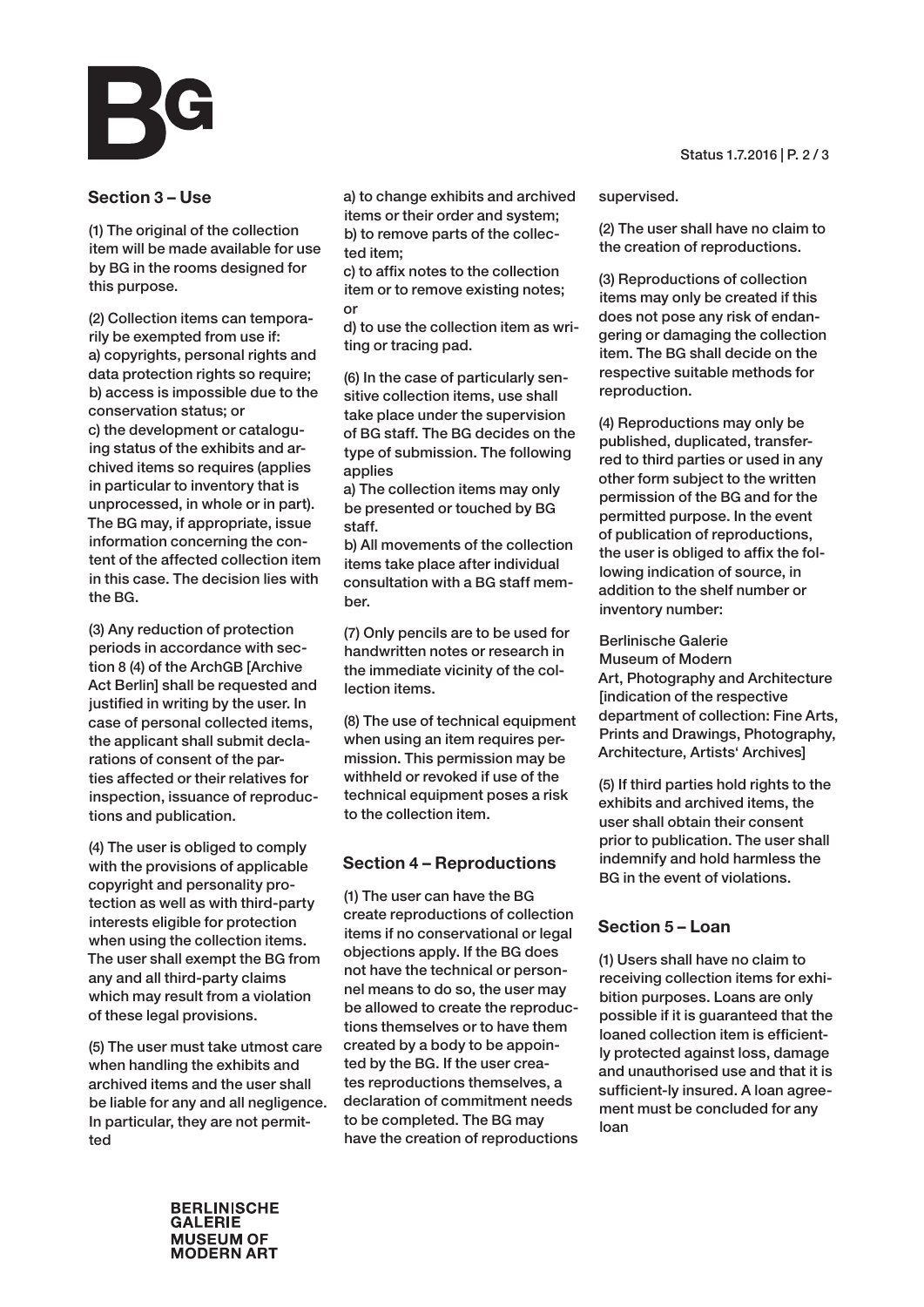## Section 3 – Use

(1) The original of the collection item will be made available for use by BG in the rooms designed for this purpose.

(2) Collection items can temporarily be exempted from use if:
a) copyrights, personal rights and data protection rights so require;
b) access is impossible due to the conservation status; or
c) the development or cataloguing status of the exhibits and archived items so requires (applies in particular to inventory that is unprocessed, in whole or in part).
The BG may, if appropriate, issue information concerning the content of the affected collection item in this case. The decision lies with the BG.

(3) Any reduction of protection periods in accordance with section 8 (4) of the ArchGB [Archive Act Berlin] shall be requested and justified in writing by the user. In case of personal collected items, the applicant shall submit declarations of consent of the parties affected or their relatives for inspection, issuance of reproductions and publication.

(4) The user is obliged to comply with the provisions of applicable copyright and personality protection as well as with third-party interests eligible for protection when using the collection items. The user shall exempt the BG from any and all third-party claims which may result from a violation of these legal provisions.

(5) The user must take utmost care when handling the exhibits and archived items and the user shall be liable for any and all negligence. In particular, they are not permitted
a) to change exhibits and archived items or their order and system;
b) to remove parts of the collected item;
c) to affix notes to the collection item or to remove existing notes; or
d) to use the collection item as writing or tracing pad.

(6) In the case of particularly sensitive collection items, use shall take place under the supervision of BG staff. The BG decides on the type of submission. The following applies
a) The collection items may only be presented or touched by BG staff.
b) All movements of the collection items take place after individual consultation with a BG staff member.

(7) Only pencils are to be used for handwritten notes or research in the immediate vicinity of the collection items.

(8) The use of technical equipment when using an item requires permission. This permission may be withheld or revoked if use of the technical equipment poses a risk to the collection item.

## Section 4 – Reproductions

(1) The user can have the BG create reproductions of collection items if no conservational or legal objections apply. If the BG does not have the technical or personnel means to do so, the user may be allowed to create the reproductions themselves or to have them created by a body to be appointed by the BG. If the user creates reproductions themselves, a declaration of commitment needs to be completed. The BG may have the creation of reproductions supervised.

(2) The user shall have no claim to the creation of reproductions.

(3) Reproductions of collection items may only be created if this does not pose any risk of endangering or damaging the collection item. The BG shall decide on the respective suitable methods for reproduction.

(4) Reproductions may only be published, duplicated, transferred to third parties or used in any other form subject to the written permission of the BG and for the permitted purpose. In the event of publication of reproductions, the user is obliged to affix the following indication of source, in addition to the shelf number or inventory number:

Berlinische Galerie
Museum of Modern
Art, Photography and Architecture
[indication of the respective department of collection: Fine Arts, Prints and Drawings, Photography, Architecture, Artists' Archives]

(5) If third parties hold rights to the exhibits and archived items, the user shall obtain their consent prior to publication. The user shall indemnify and hold harmless the BG in the event of violations.

## Section 5 – Loan

(1) Users shall have no claim to receiving collection items for exhibition purposes. Loans are only possible if it is guaranteed that the loaned collection item is efficiently protected against loss, damage and unauthorised use and that it is sufficiently insured. A loan agreement must be concluded for any loan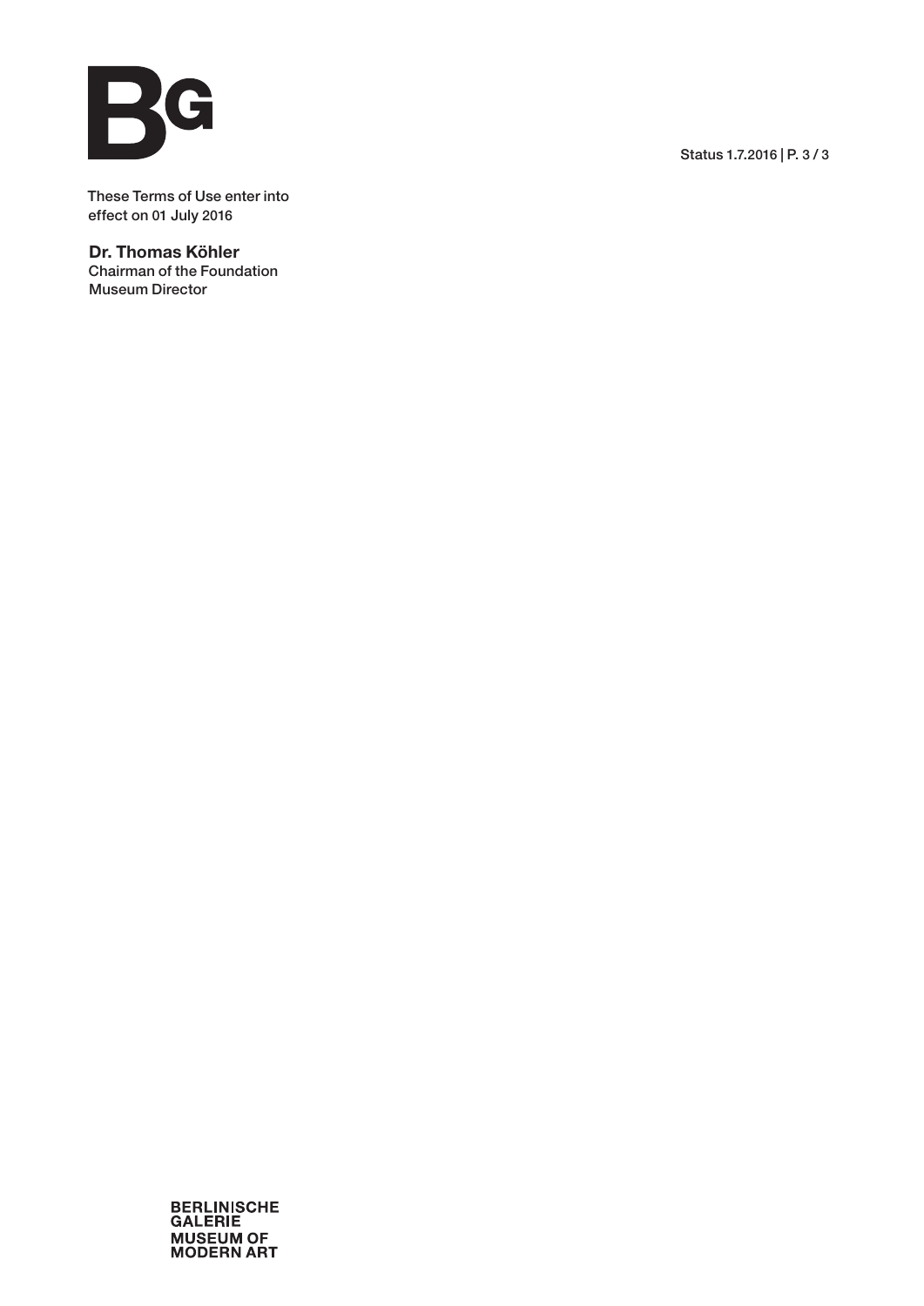These Terms of Use enter into effect on 01 July 2016

**Dr. Thomas Köhler**
Chairman of the Foundation
Museum Director

BERLINISCHE
GALERIE
MUSEUM OF
MODERN ART